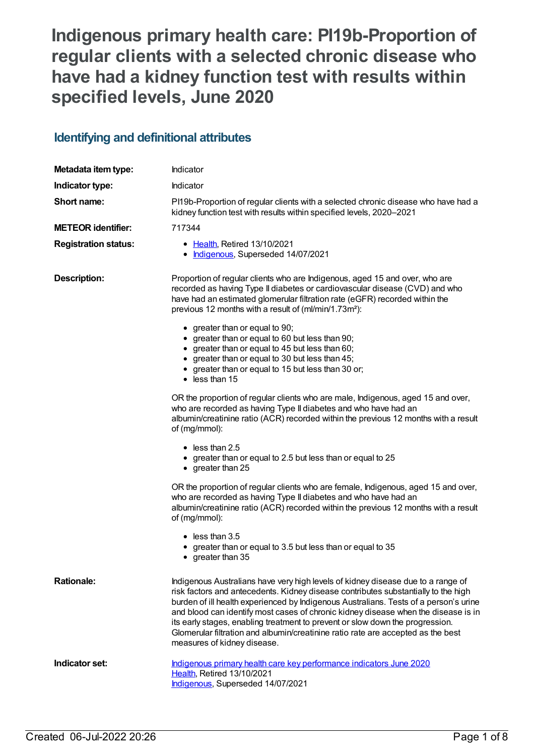# Indigenous primary health care: PI19b-Proportion of regular clients with a selected chronic disease who have had a kidney function test with results within specified levels, June 2020

## Identifying and definitional attributes

| | |
|---|---|
| **Metadata item type:** | Indicator |
| **Indicator type:** | Indicator |
| **Short name:** | PI19b-Proportion of regular clients with a selected chronic disease who have had a kidney function test with results within specified levels, 2020–2021 |
| **METEOR identifier:** | 717344 |
| **Registration status:** | • Health, Retired 13/10/2021<br>• Indigenous, Superseded 14/07/2021 |

**Description:**

Proportion of regular clients who are Indigenous, aged 15 and over, who are recorded as having Type II diabetes or cardiovascular disease (CVD) and who have had an estimated glomerular filtration rate (eGFR) recorded within the previous 12 months with a result of (ml/min/1.73m²):

- greater than or equal to 90;
- greater than or equal to 60 but less than 90;
- greater than or equal to 45 but less than 60;
- greater than or equal to 30 but less than 45;
- greater than or equal to 15 but less than 30 or;
- less than 15

OR the proportion of regular clients who are male, Indigenous, aged 15 and over, who are recorded as having Type II diabetes and who have had an albumin/creatinine ratio (ACR) recorded within the previous 12 months with a result of (mg/mmol):

- less than 2.5
- greater than or equal to 2.5 but less than or equal to 25
- greater than 25

OR the proportion of regular clients who are female, Indigenous, aged 15 and over, who are recorded as having Type II diabetes and who have had an albumin/creatinine ratio (ACR) recorded within the previous 12 months with a result of (mg/mmol):

- less than 3.5
- greater than or equal to 3.5 but less than or equal to 35
- greater than 35

**Rationale:**

Indigenous Australians have very high levels of kidney disease due to a range of risk factors and antecedents. Kidney disease contributes substantially to the high burden of ill health experienced by Indigenous Australians. Tests of a person's urine and blood can identify most cases of chronic kidney disease when the disease is in its early stages, enabling treatment to prevent or slow down the progression. Glomerular filtration and albumin/creatinine ratio rate are accepted as the best measures of kidney disease.

**Indicator set:**

Indigenous primary health care key performance indicators June 2020
Health, Retired 13/10/2021
Indigenous, Superseded 14/07/2021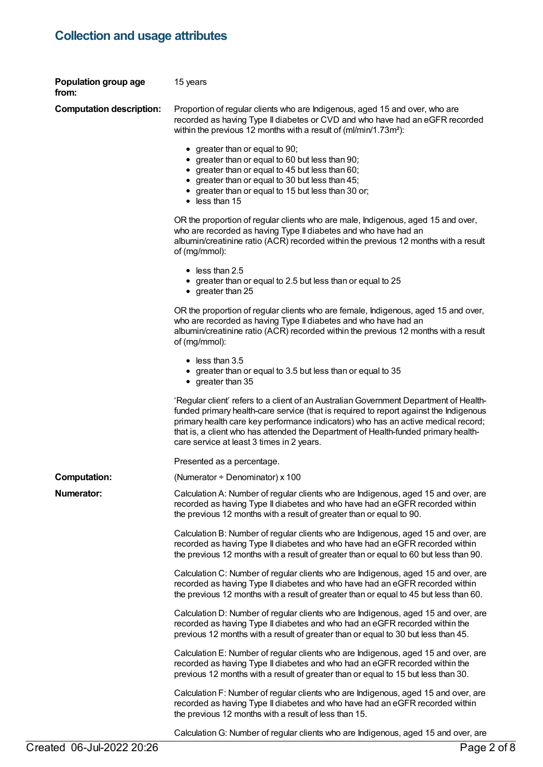## Collection and usage attributes

**Population group age from:** 15 years

**Computation description:** Proportion of regular clients who are Indigenous, aged 15 and over, who are recorded as having Type II diabetes or CVD and who have had an eGFR recorded within the previous 12 months with a result of (ml/min/1.73m²):

- greater than or equal to 90;
- greater than or equal to 60 but less than 90;
- greater than or equal to 45 but less than 60;
- greater than or equal to 30 but less than 45;
- greater than or equal to 15 but less than 30 or;
- less than 15

OR the proportion of regular clients who are male, Indigenous, aged 15 and over, who are recorded as having Type II diabetes and who have had an albumin/creatinine ratio (ACR) recorded within the previous 12 months with a result of (mg/mmol):

- less than 2.5
- greater than or equal to 2.5 but less than or equal to 25
- greater than 25

OR the proportion of regular clients who are female, Indigenous, aged 15 and over, who are recorded as having Type II diabetes and who have had an albumin/creatinine ratio (ACR) recorded within the previous 12 months with a result of (mg/mmol):

- less than 3.5
- greater than or equal to 3.5 but less than or equal to 35
- greater than 35

'Regular client' refers to a client of an Australian Government Department of Health-funded primary health-care service (that is required to report against the Indigenous primary health care key performance indicators) who has an active medical record; that is, a client who has attended the Department of Health-funded primary health-care service at least 3 times in 2 years.

Presented as a percentage.

**Computation:** (Numerator ÷ Denominator) x 100

**Numerator:** Calculation A: Number of regular clients who are Indigenous, aged 15 and over, are recorded as having Type II diabetes and who have had an eGFR recorded within the previous 12 months with a result of greater than or equal to 90.

Calculation B: Number of regular clients who are Indigenous, aged 15 and over, are recorded as having Type II diabetes and who have had an eGFR recorded within the previous 12 months with a result of greater than or equal to 60 but less than 90.

Calculation C: Number of regular clients who are Indigenous, aged 15 and over, are recorded as having Type II diabetes and who have had an eGFR recorded within the previous 12 months with a result of greater than or equal to 45 but less than 60.

Calculation D: Number of regular clients who are Indigenous, aged 15 and over, are recorded as having Type II diabetes and who had an eGFR recorded within the previous 12 months with a result of greater than or equal to 30 but less than 45.

Calculation E: Number of regular clients who are Indigenous, aged 15 and over, are recorded as having Type II diabetes and who had an eGFR recorded within the previous 12 months with a result of greater than or equal to 15 but less than 30.

Calculation F: Number of regular clients who are Indigenous, aged 15 and over, are recorded as having Type II diabetes and who have had an eGFR recorded within the previous 12 months with a result of less than 15.

Calculation G: Number of regular clients who are Indigenous, aged 15 and over, are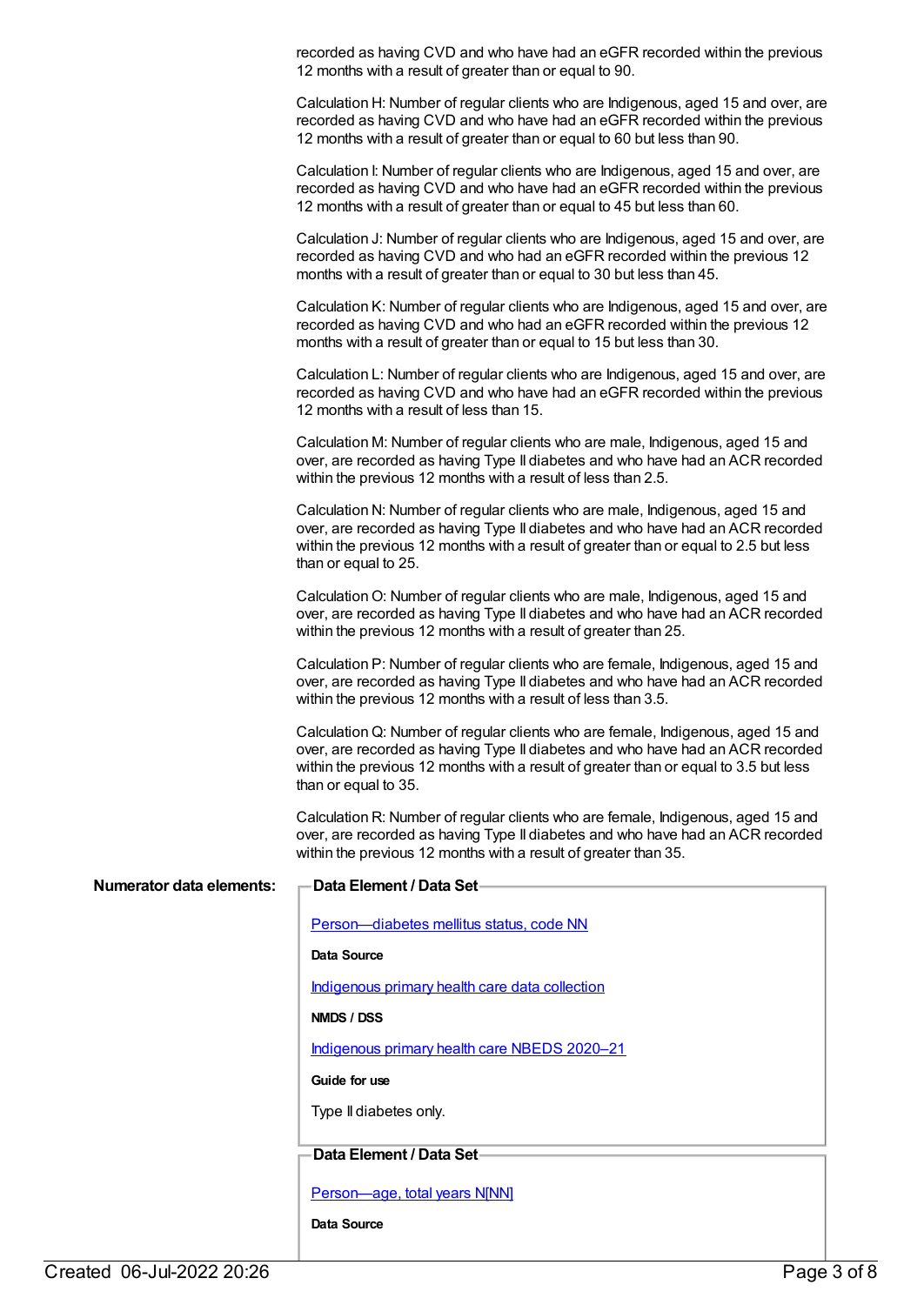recorded as having CVD and who have had an eGFR recorded within the previous 12 months with a result of greater than or equal to 90.

Calculation H: Number of regular clients who are Indigenous, aged 15 and over, are recorded as having CVD and who have had an eGFR recorded within the previous 12 months with a result of greater than or equal to 60 but less than 90.

Calculation I: Number of regular clients who are Indigenous, aged 15 and over, are recorded as having CVD and who have had an eGFR recorded within the previous 12 months with a result of greater than or equal to 45 but less than 60.

Calculation J: Number of regular clients who are Indigenous, aged 15 and over, are recorded as having CVD and who had an eGFR recorded within the previous 12 months with a result of greater than or equal to 30 but less than 45.

Calculation K: Number of regular clients who are Indigenous, aged 15 and over, are recorded as having CVD and who had an eGFR recorded within the previous 12 months with a result of greater than or equal to 15 but less than 30.

Calculation L: Number of regular clients who are Indigenous, aged 15 and over, are recorded as having CVD and who have had an eGFR recorded within the previous 12 months with a result of less than 15.

Calculation M: Number of regular clients who are male, Indigenous, aged 15 and over, are recorded as having Type II diabetes and who have had an ACR recorded within the previous 12 months with a result of less than 2.5.

Calculation N: Number of regular clients who are male, Indigenous, aged 15 and over, are recorded as having Type II diabetes and who have had an ACR recorded within the previous 12 months with a result of greater than or equal to 2.5 but less than or equal to 25.

Calculation O: Number of regular clients who are male, Indigenous, aged 15 and over, are recorded as having Type II diabetes and who have had an ACR recorded within the previous 12 months with a result of greater than 25.

Calculation P: Number of regular clients who are female, Indigenous, aged 15 and over, are recorded as having Type II diabetes and who have had an ACR recorded within the previous 12 months with a result of less than 3.5.

Calculation Q: Number of regular clients who are female, Indigenous, aged 15 and over, are recorded as having Type II diabetes and who have had an ACR recorded within the previous 12 months with a result of greater than or equal to 3.5 but less than or equal to 35.

Calculation R: Number of regular clients who are female, Indigenous, aged 15 and over, are recorded as having Type II diabetes and who have had an ACR recorded within the previous 12 months with a result of greater than 35.

**Numerator data elements:**

**Data Element / Data Set**

Person—diabetes mellitus status, code NN

**Data Source**

Indigenous primary health care data collection

**NMDS / DSS**

Indigenous primary health care NBEDS 2020–21

**Guide for use**

Type II diabetes only.

**Data Element / Data Set**

Person—age, total years N[NN]

**Data Source**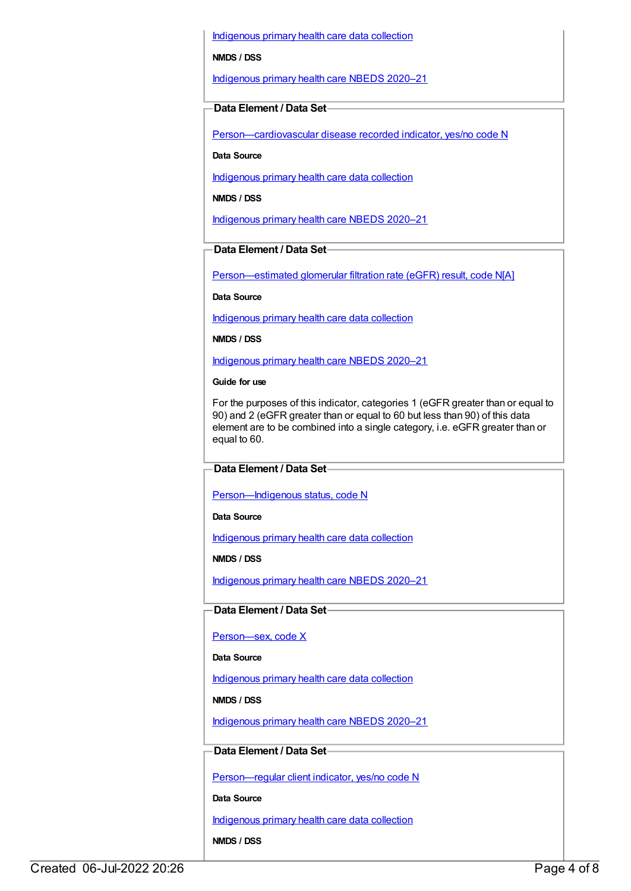[Indigenous primary health care data collection](#)

**NMDS / DSS**

[Indigenous primary health care NBEDS 2020–21](#)

### Data Element / Data Set

[Person—cardiovascular disease recorded indicator, yes/no code N](#)

**Data Source**

[Indigenous primary health care data collection](#)

**NMDS / DSS**

[Indigenous primary health care NBEDS 2020–21](#)

### Data Element / Data Set

[Person—estimated glomerular filtration rate (eGFR) result, code N[A]](#)

**Data Source**

[Indigenous primary health care data collection](#)

**NMDS / DSS**

[Indigenous primary health care NBEDS 2020–21](#)

**Guide for use**

For the purposes of this indicator, categories 1 (eGFR greater than or equal to 90) and 2 (eGFR greater than or equal to 60 but less than 90) of this data element are to be combined into a single category, i.e. eGFR greater than or equal to 60.

### Data Element / Data Set

[Person—Indigenous status, code N](#)

**Data Source**

[Indigenous primary health care data collection](#)

**NMDS / DSS**

[Indigenous primary health care NBEDS 2020–21](#)

### Data Element / Data Set

[Person—sex, code X](#)

**Data Source**

[Indigenous primary health care data collection](#)

**NMDS / DSS**

[Indigenous primary health care NBEDS 2020–21](#)

### Data Element / Data Set

[Person—regular client indicator, yes/no code N](#)

**Data Source**

[Indigenous primary health care data collection](#)

**NMDS / DSS**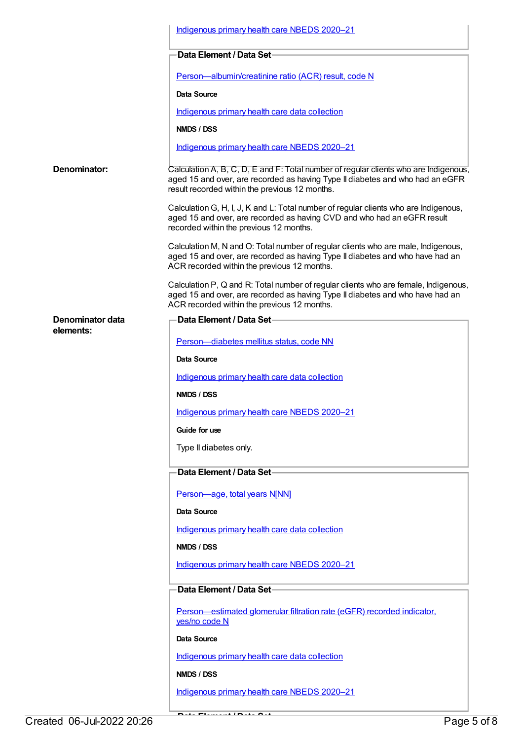Indigenous primary health care NBEDS 2020–21

**Data Element / Data Set**

Person—albumin/creatinine ratio (ACR) result, code N

**Data Source**

Indigenous primary health care data collection

**NMDS / DSS**

Indigenous primary health care NBEDS 2020–21

**Denominator:**

Calculation A, B, C, D, E and F: Total number of regular clients who are Indigenous, aged 15 and over, are recorded as having Type II diabetes and who had an eGFR result recorded within the previous 12 months.

Calculation G, H, I, J, K and L: Total number of regular clients who are Indigenous, aged 15 and over, are recorded as having CVD and who had an eGFR result recorded within the previous 12 months.

Calculation M, N and O: Total number of regular clients who are male, Indigenous, aged 15 and over, are recorded as having Type II diabetes and who have had an ACR recorded within the previous 12 months.

Calculation P, Q and R: Total number of regular clients who are female, Indigenous, aged 15 and over, are recorded as having Type II diabetes and who have had an ACR recorded within the previous 12 months.

**Denominator data elements:**

**Data Element / Data Set**

Person—diabetes mellitus status, code NN

**Data Source**

Indigenous primary health care data collection

**NMDS / DSS**

Indigenous primary health care NBEDS 2020–21

**Guide for use**

Type II diabetes only.

**Data Element / Data Set**

Person—age, total years N[NN]

**Data Source**

Indigenous primary health care data collection

**NMDS / DSS**

Indigenous primary health care NBEDS 2020–21

**Data Element / Data Set**

Person—estimated glomerular filtration rate (eGFR) recorded indicator, yes/no code N

**Data Source**

Indigenous primary health care data collection

**NMDS / DSS**

Indigenous primary health care NBEDS 2020–21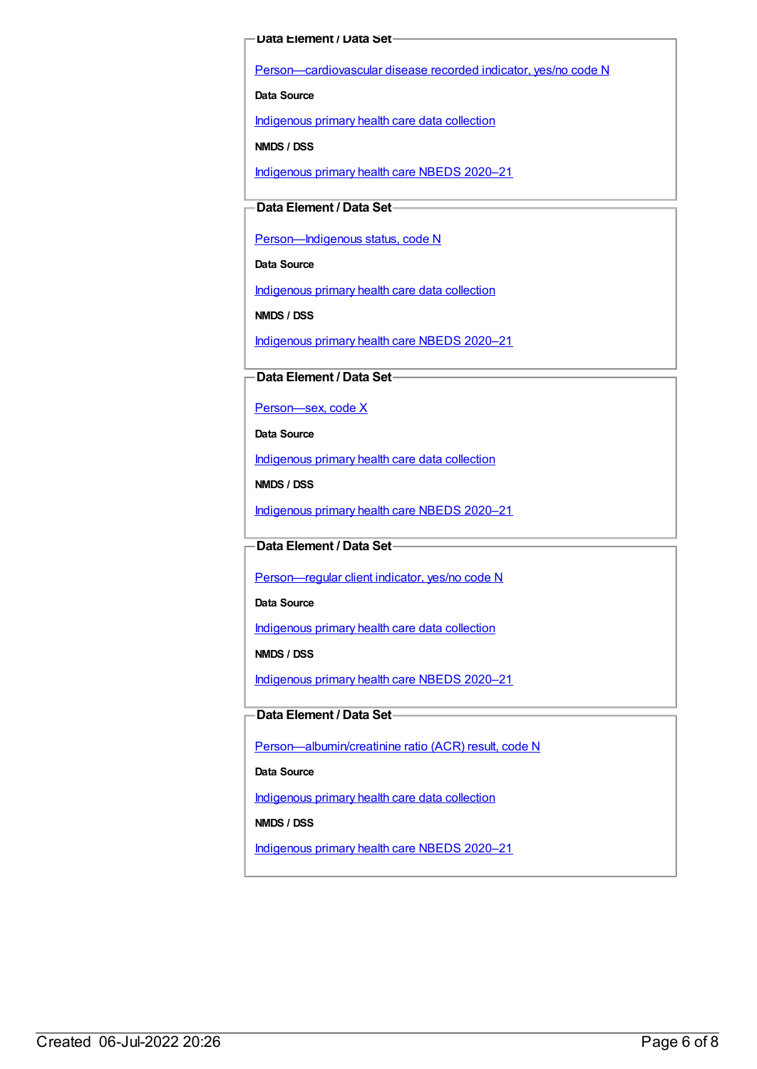**Data Element / Data Set**

Person—cardiovascular disease recorded indicator, yes/no code N

**Data Source**

Indigenous primary health care data collection

**NMDS / DSS**

Indigenous primary health care NBEDS 2020–21

**Data Element / Data Set**

Person—Indigenous status, code N

**Data Source**

Indigenous primary health care data collection

**NMDS / DSS**

Indigenous primary health care NBEDS 2020–21

**Data Element / Data Set**

Person—sex, code X

**Data Source**

Indigenous primary health care data collection

**NMDS / DSS**

Indigenous primary health care NBEDS 2020–21

**Data Element / Data Set**

Person—regular client indicator, yes/no code N

**Data Source**

Indigenous primary health care data collection

**NMDS / DSS**

Indigenous primary health care NBEDS 2020–21

**Data Element / Data Set**

Person—albumin/creatinine ratio (ACR) result, code N

**Data Source**

Indigenous primary health care data collection

**NMDS / DSS**

Indigenous primary health care NBEDS 2020–21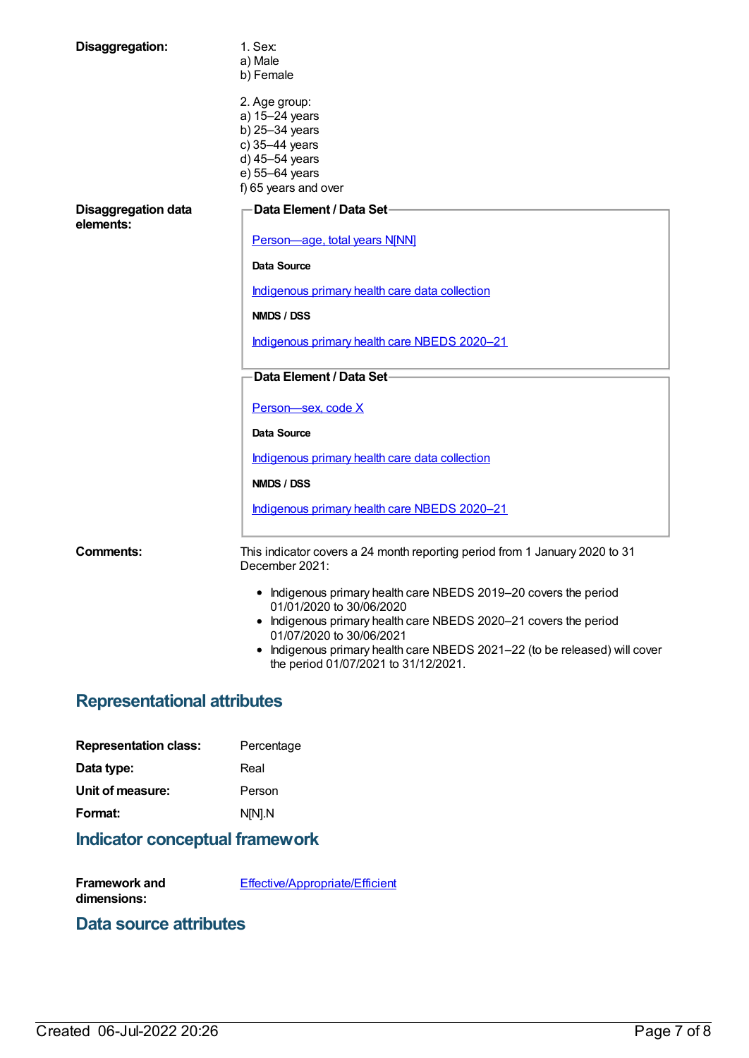**Disaggregation:**

1. Sex:
a) Male
b) Female

2. Age group:
a) 15–24 years
b) 25–34 years
c) 35–44 years
d) 45–54 years
e) 55–64 years
f) 65 years and over

**Disaggregation data elements:**

**Data Element / Data Set**

Person—age, total years N[NN]

**Data Source**

Indigenous primary health care data collection

**NMDS / DSS**

Indigenous primary health care NBEDS 2020–21

**Data Element / Data Set**

Person—sex, code X

**Data Source**

Indigenous primary health care data collection

**NMDS / DSS**

Indigenous primary health care NBEDS 2020–21

**Comments:**

This indicator covers a 24 month reporting period from 1 January 2020 to 31 December 2021:

- Indigenous primary health care NBEDS 2019–20 covers the period 01/01/2020 to 30/06/2020
- Indigenous primary health care NBEDS 2020–21 covers the period 01/07/2020 to 30/06/2021
- Indigenous primary health care NBEDS 2021–22 (to be released) will cover the period 01/07/2021 to 31/12/2021.

## Representational attributes

**Representation class:** Percentage

**Data type:** Real

**Unit of measure:** Person

**Format:** N[N].N

## Indicator conceptual framework

**Framework and dimensions:** Effective/Appropriate/Efficient

## Data source attributes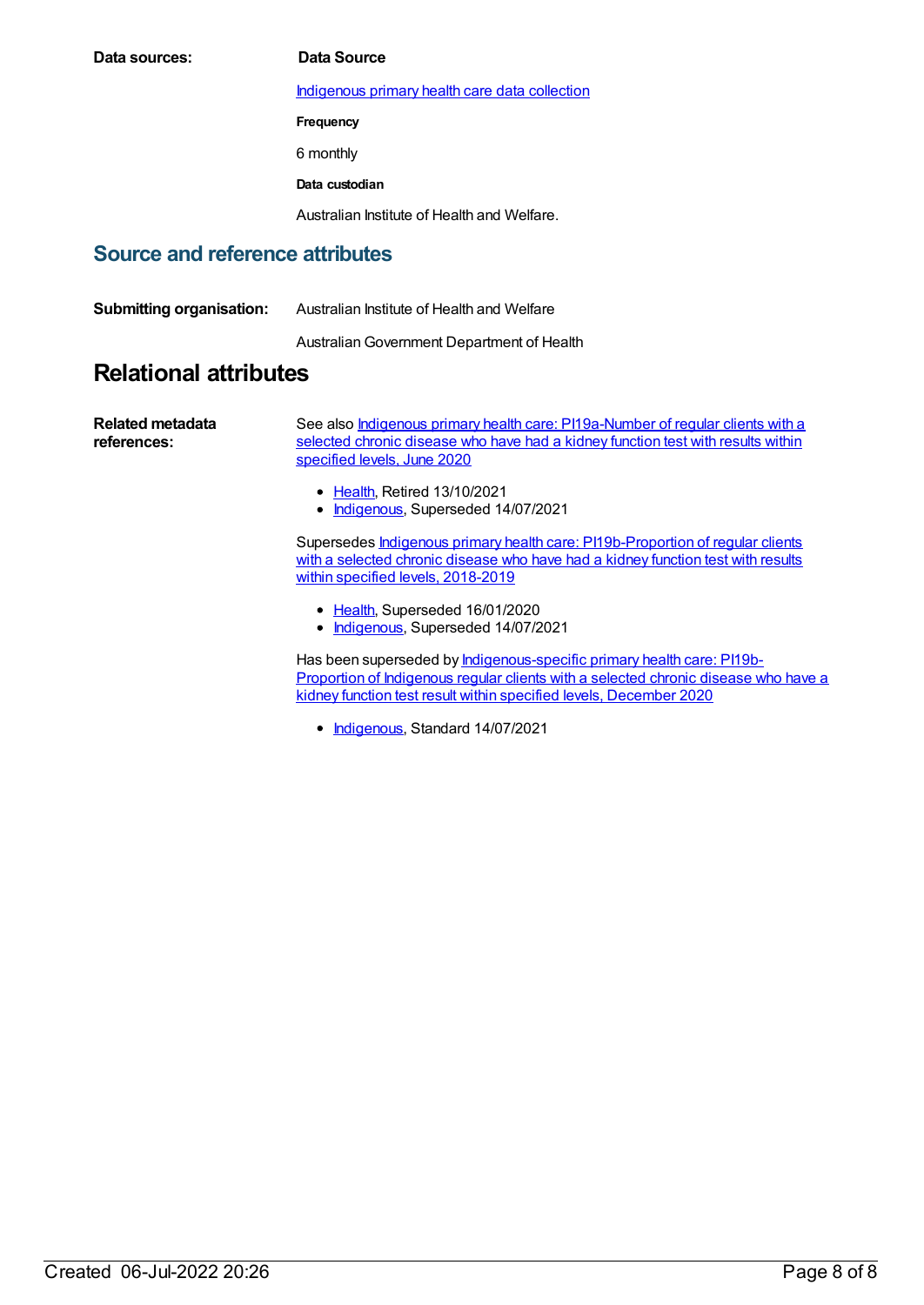**Data sources:**

**Data Source**

Indigenous primary health care data collection

**Frequency**

6 monthly

**Data custodian**

Australian Institute of Health and Welfare.

## Source and reference attributes

**Submitting organisation:**

Australian Institute of Health and Welfare

Australian Government Department of Health

# Relational attributes

**Related metadata references:**

See also Indigenous primary health care: PI19a-Number of regular clients with a selected chronic disease who have had a kidney function test with results within specified levels, June 2020

- Health, Retired 13/10/2021
- Indigenous, Superseded 14/07/2021

Supersedes Indigenous primary health care: PI19b-Proportion of regular clients with a selected chronic disease who have had a kidney function test with results within specified levels, 2018-2019

- Health, Superseded 16/01/2020
- Indigenous, Superseded 14/07/2021

Has been superseded by Indigenous-specific primary health care: PI19b-Proportion of Indigenous regular clients with a selected chronic disease who have a kidney function test result within specified levels, December 2020

- Indigenous, Standard 14/07/2021